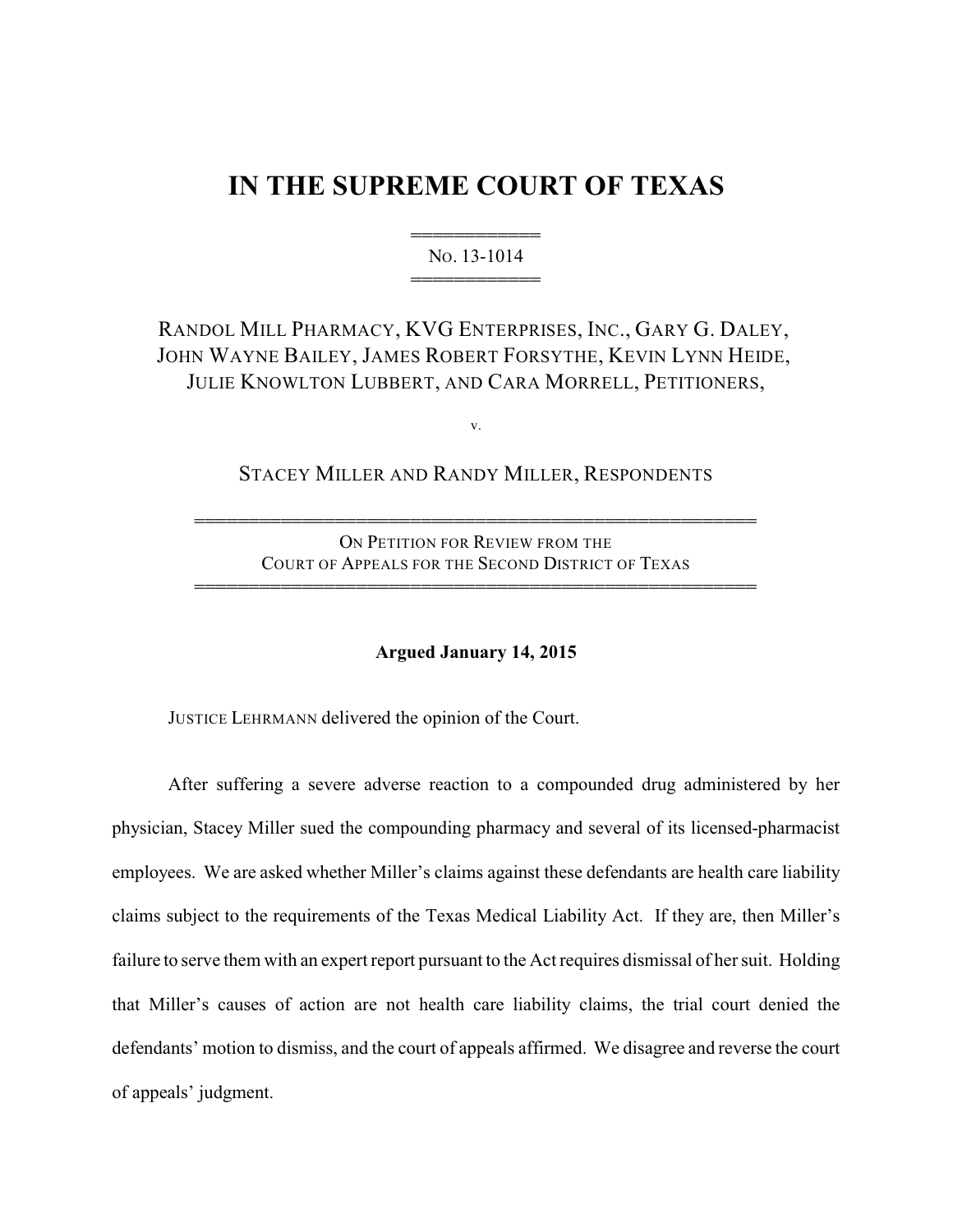# IN THE SUPREME COURT OF TEXAS

═══════════
NO. 13-1014
═══════════

RANDOL MILL PHARMACY, KVG ENTERPRISES, INC., GARY G. DALEY, JOHN WAYNE BAILEY, JAMES ROBERT FORSYTHE, KEVIN LYNN HEIDE, JULIE KNOWLTON LUBBERT, AND CARA MORRELL, PETITIONERS,

v.

STACEY MILLER AND RANDY MILLER, RESPONDENTS

══════════════════════════════════════════════
ON PETITION FOR REVIEW FROM THE COURT OF APPEALS FOR THE SECOND DISTRICT OF TEXAS
══════════════════════════════════════════════

**Argued January 14, 2015**

JUSTICE LEHRMANN delivered the opinion of the Court.

After suffering a severe adverse reaction to a compounded drug administered by her physician, Stacey Miller sued the compounding pharmacy and several of its licensed-pharmacist employees. We are asked whether Miller's claims against these defendants are health care liability claims subject to the requirements of the Texas Medical Liability Act. If they are, then Miller's failure to serve them with an expert report pursuant to the Act requires dismissal of her suit. Holding that Miller's causes of action are not health care liability claims, the trial court denied the defendants' motion to dismiss, and the court of appeals affirmed. We disagree and reverse the court of appeals' judgment.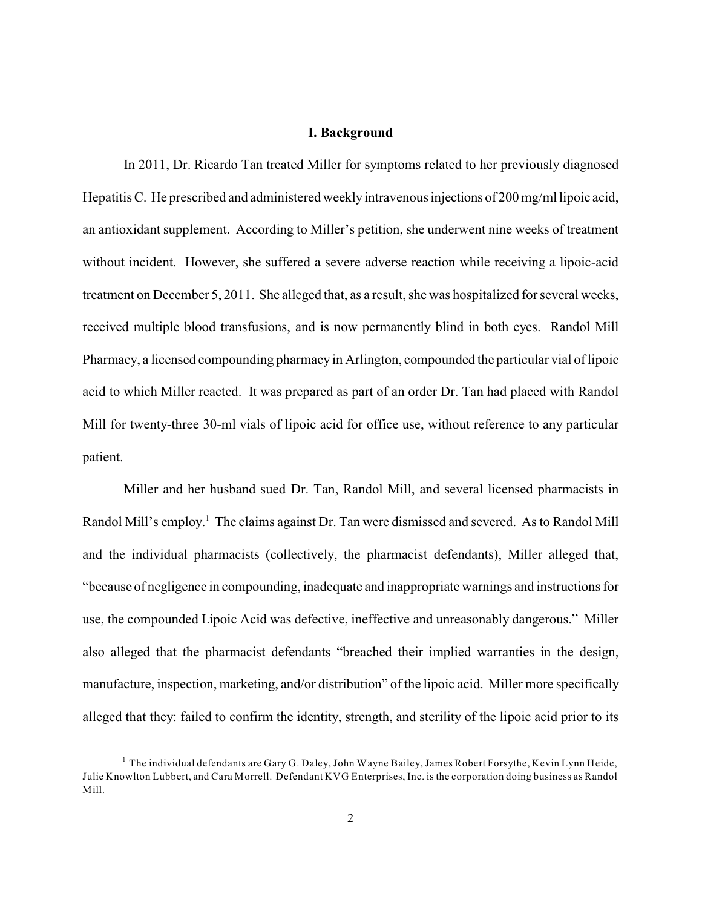## I. Background

In 2011, Dr. Ricardo Tan treated Miller for symptoms related to her previously diagnosed Hepatitis C. He prescribed and administered weekly intravenous injections of 200 mg/ml lipoic acid, an antioxidant supplement. According to Miller's petition, she underwent nine weeks of treatment without incident. However, she suffered a severe adverse reaction while receiving a lipoic-acid treatment on December 5, 2011. She alleged that, as a result, she was hospitalized for several weeks, received multiple blood transfusions, and is now permanently blind in both eyes. Randol Mill Pharmacy, a licensed compounding pharmacy in Arlington, compounded the particular vial of lipoic acid to which Miller reacted. It was prepared as part of an order Dr. Tan had placed with Randol Mill for twenty-three 30-ml vials of lipoic acid for office use, without reference to any particular patient.

Miller and her husband sued Dr. Tan, Randol Mill, and several licensed pharmacists in Randol Mill's employ.[1] The claims against Dr. Tan were dismissed and severed. As to Randol Mill and the individual pharmacists (collectively, the pharmacist defendants), Miller alleged that, "because of negligence in compounding, inadequate and inappropriate warnings and instructions for use, the compounded Lipoic Acid was defective, ineffective and unreasonably dangerous." Miller also alleged that the pharmacist defendants "breached their implied warranties in the design, manufacture, inspection, marketing, and/or distribution" of the lipoic acid. Miller more specifically alleged that they: failed to confirm the identity, strength, and sterility of the lipoic acid prior to its

---

[1] The individual defendants are Gary G. Daley, John Wayne Bailey, James Robert Forsythe, Kevin Lynn Heide, Julie Knowlton Lubbert, and Cara Morrell. Defendant KVG Enterprises, Inc. is the corporation doing business as Randol Mill.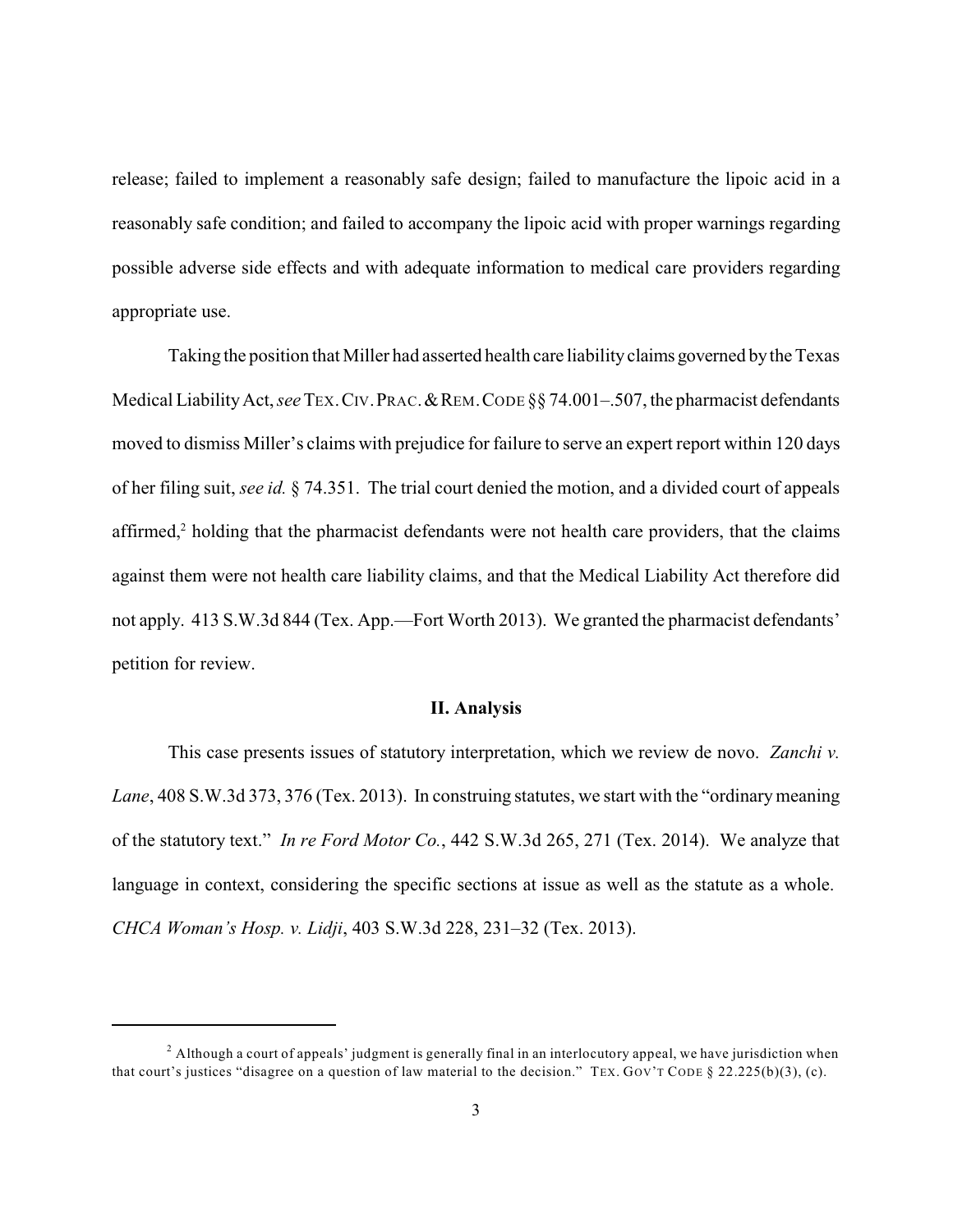release; failed to implement a reasonably safe design; failed to manufacture the lipoic acid in a reasonably safe condition; and failed to accompany the lipoic acid with proper warnings regarding possible adverse side effects and with adequate information to medical care providers regarding appropriate use.

Taking the position that Miller had asserted health care liability claims governed by the Texas Medical Liability Act, *see* TEX. CIV. PRAC. & REM. CODE §§ 74.001–.507, the pharmacist defendants moved to dismiss Miller's claims with prejudice for failure to serve an expert report within 120 days of her filing suit, *see id.* § 74.351. The trial court denied the motion, and a divided court of appeals affirmed,[2] holding that the pharmacist defendants were not health care providers, that the claims against them were not health care liability claims, and that the Medical Liability Act therefore did not apply. 413 S.W.3d 844 (Tex. App.—Fort Worth 2013). We granted the pharmacist defendants' petition for review.

## II. Analysis

This case presents issues of statutory interpretation, which we review de novo. *Zanchi v. Lane*, 408 S.W.3d 373, 376 (Tex. 2013). In construing statutes, we start with the "ordinary meaning of the statutory text." *In re Ford Motor Co.*, 442 S.W.3d 265, 271 (Tex. 2014). We analyze that language in context, considering the specific sections at issue as well as the statute as a whole. *CHCA Woman's Hosp. v. Lidji*, 403 S.W.3d 228, 231–32 (Tex. 2013).

---

[2] Although a court of appeals' judgment is generally final in an interlocutory appeal, we have jurisdiction when that court's justices "disagree on a question of law material to the decision." TEX. GOV'T CODE § 22.225(b)(3), (c).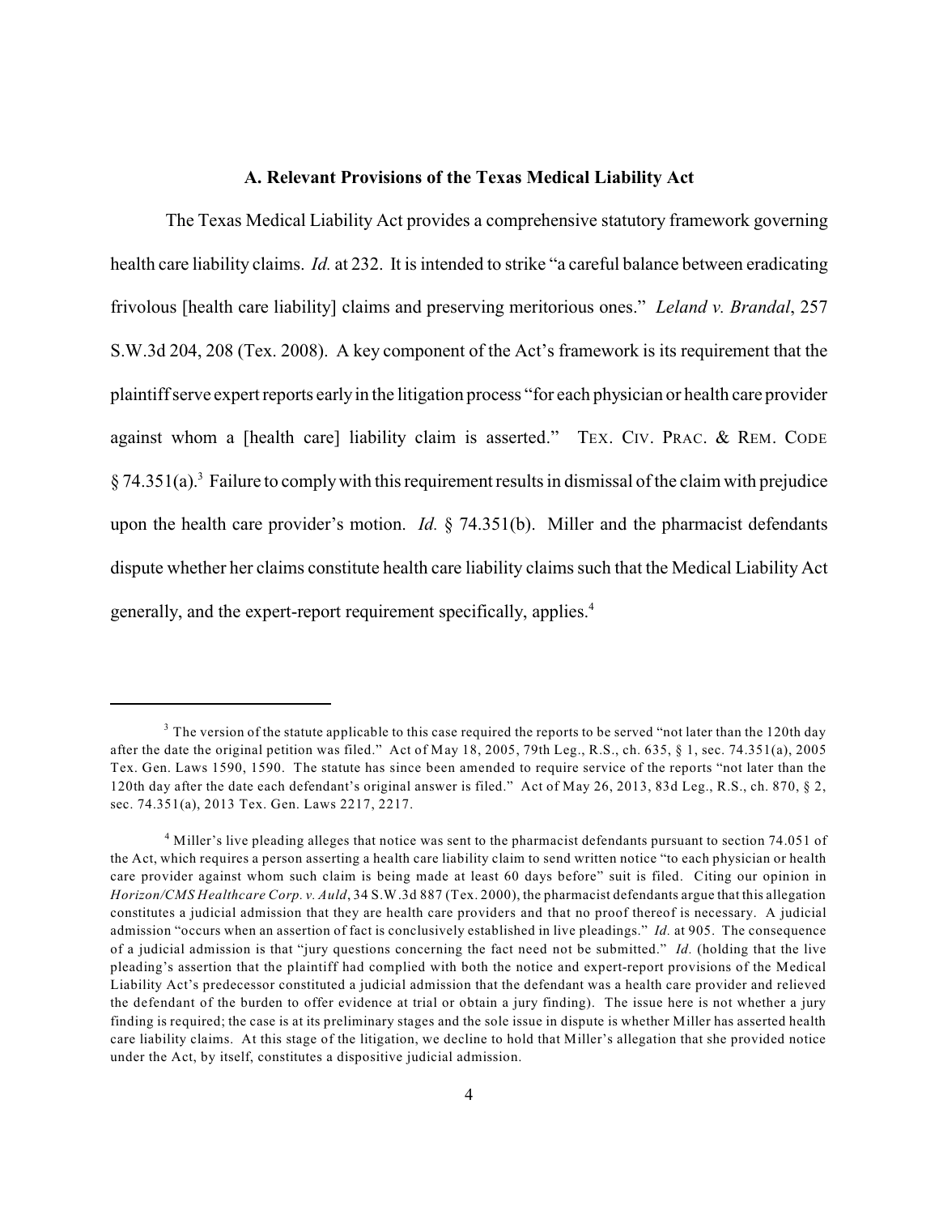### A. Relevant Provisions of the Texas Medical Liability Act

The Texas Medical Liability Act provides a comprehensive statutory framework governing health care liability claims. *Id.* at 232. It is intended to strike "a careful balance between eradicating frivolous [health care liability] claims and preserving meritorious ones." *Leland v. Brandal*, 257 S.W.3d 204, 208 (Tex. 2008). A key component of the Act's framework is its requirement that the plaintiff serve expert reports early in the litigation process "for each physician or health care provider against whom a [health care] liability claim is asserted." TEX. CIV. PRAC. & REM. CODE § 74.351(a).[3] Failure to comply with this requirement results in dismissal of the claim with prejudice upon the health care provider's motion. *Id.* § 74.351(b). Miller and the pharmacist defendants dispute whether her claims constitute health care liability claims such that the Medical Liability Act generally, and the expert-report requirement specifically, applies.[4]

---

[3] The version of the statute applicable to this case required the reports to be served "not later than the 120th day after the date the original petition was filed." Act of May 18, 2005, 79th Leg., R.S., ch. 635, § 1, sec. 74.351(a), 2005 Tex. Gen. Laws 1590, 1590. The statute has since been amended to require service of the reports "not later than the 120th day after the date each defendant's original answer is filed." Act of May 26, 2013, 83d Leg., R.S., ch. 870, § 2, sec. 74.351(a), 2013 Tex. Gen. Laws 2217, 2217.

[4] Miller's live pleading alleges that notice was sent to the pharmacist defendants pursuant to section 74.051 of the Act, which requires a person asserting a health care liability claim to send written notice "to each physician or health care provider against whom such claim is being made at least 60 days before" suit is filed. Citing our opinion in *Horizon/CMS Healthcare Corp. v. Auld*, 34 S.W.3d 887 (Tex. 2000), the pharmacist defendants argue that this allegation constitutes a judicial admission that they are health care providers and that no proof thereof is necessary. A judicial admission "occurs when an assertion of fact is conclusively established in live pleadings." *Id.* at 905. The consequence of a judicial admission is that "jury questions concerning the fact need not be submitted." *Id.* (holding that the live pleading's assertion that the plaintiff had complied with both the notice and expert-report provisions of the Medical Liability Act's predecessor constituted a judicial admission that the defendant was a health care provider and relieved the defendant of the burden to offer evidence at trial or obtain a jury finding). The issue here is not whether a jury finding is required; the case is at its preliminary stages and the sole issue in dispute is whether Miller has asserted health care liability claims. At this stage of the litigation, we decline to hold that Miller's allegation that she provided notice under the Act, by itself, constitutes a dispositive judicial admission.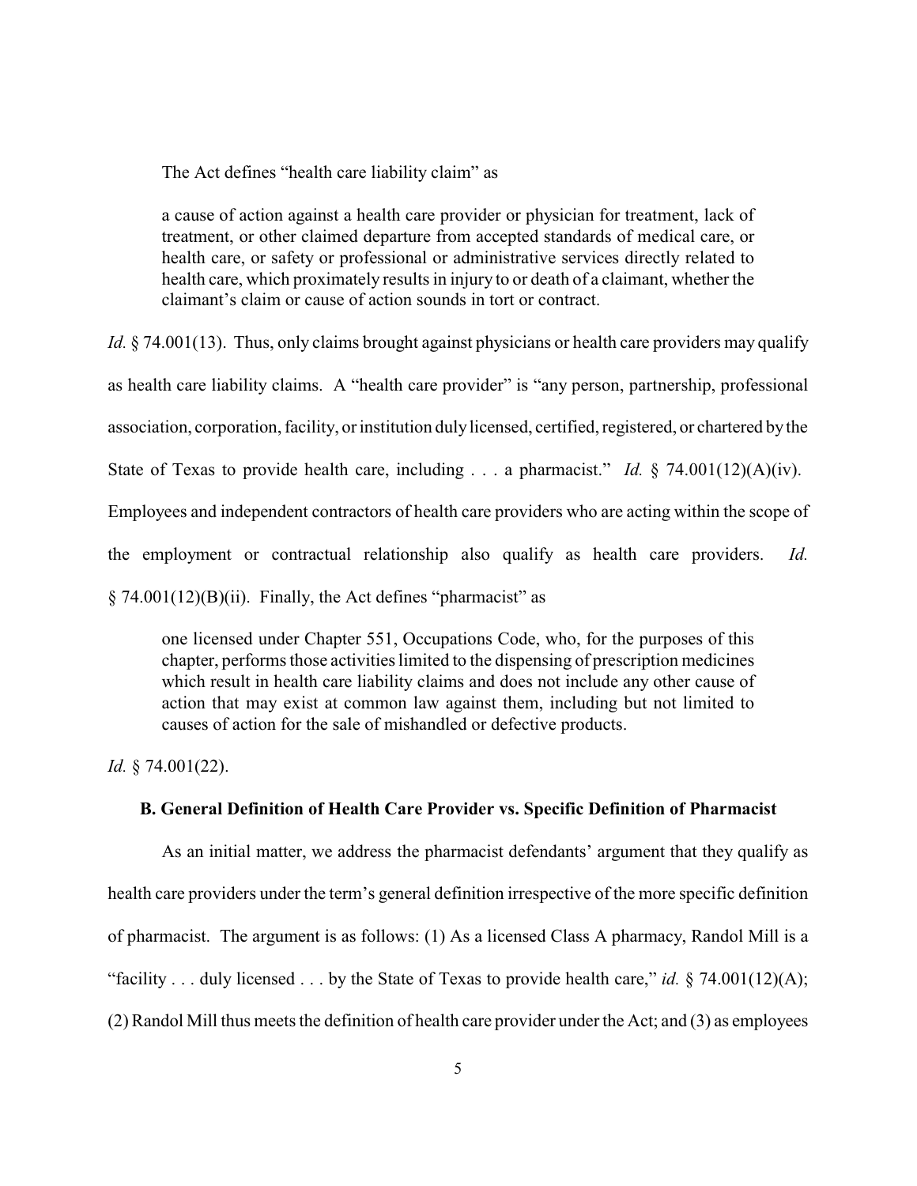The Act defines "health care liability claim" as

> a cause of action against a health care provider or physician for treatment, lack of treatment, or other claimed departure from accepted standards of medical care, or health care, or safety or professional or administrative services directly related to health care, which proximately results in injury to or death of a claimant, whether the claimant's claim or cause of action sounds in tort or contract.

*Id.* § 74.001(13). Thus, only claims brought against physicians or health care providers may qualify as health care liability claims. A "health care provider" is "any person, partnership, professional association, corporation, facility, or institution duly licensed, certified, registered, or chartered by the State of Texas to provide health care, including . . . a pharmacist." *Id.* § 74.001(12)(A)(iv). Employees and independent contractors of health care providers who are acting within the scope of the employment or contractual relationship also qualify as health care providers. *Id.* § 74.001(12)(B)(ii). Finally, the Act defines "pharmacist" as

> one licensed under Chapter 551, Occupations Code, who, for the purposes of this chapter, performs those activities limited to the dispensing of prescription medicines which result in health care liability claims and does not include any other cause of action that may exist at common law against them, including but not limited to causes of action for the sale of mishandled or defective products.

*Id.* § 74.001(22).

### B. General Definition of Health Care Provider vs. Specific Definition of Pharmacist

As an initial matter, we address the pharmacist defendants' argument that they qualify as health care providers under the term's general definition irrespective of the more specific definition of pharmacist. The argument is as follows: (1) As a licensed Class A pharmacy, Randol Mill is a "facility . . . duly licensed . . . by the State of Texas to provide health care," *id.* § 74.001(12)(A); (2) Randol Mill thus meets the definition of health care provider under the Act; and (3) as employees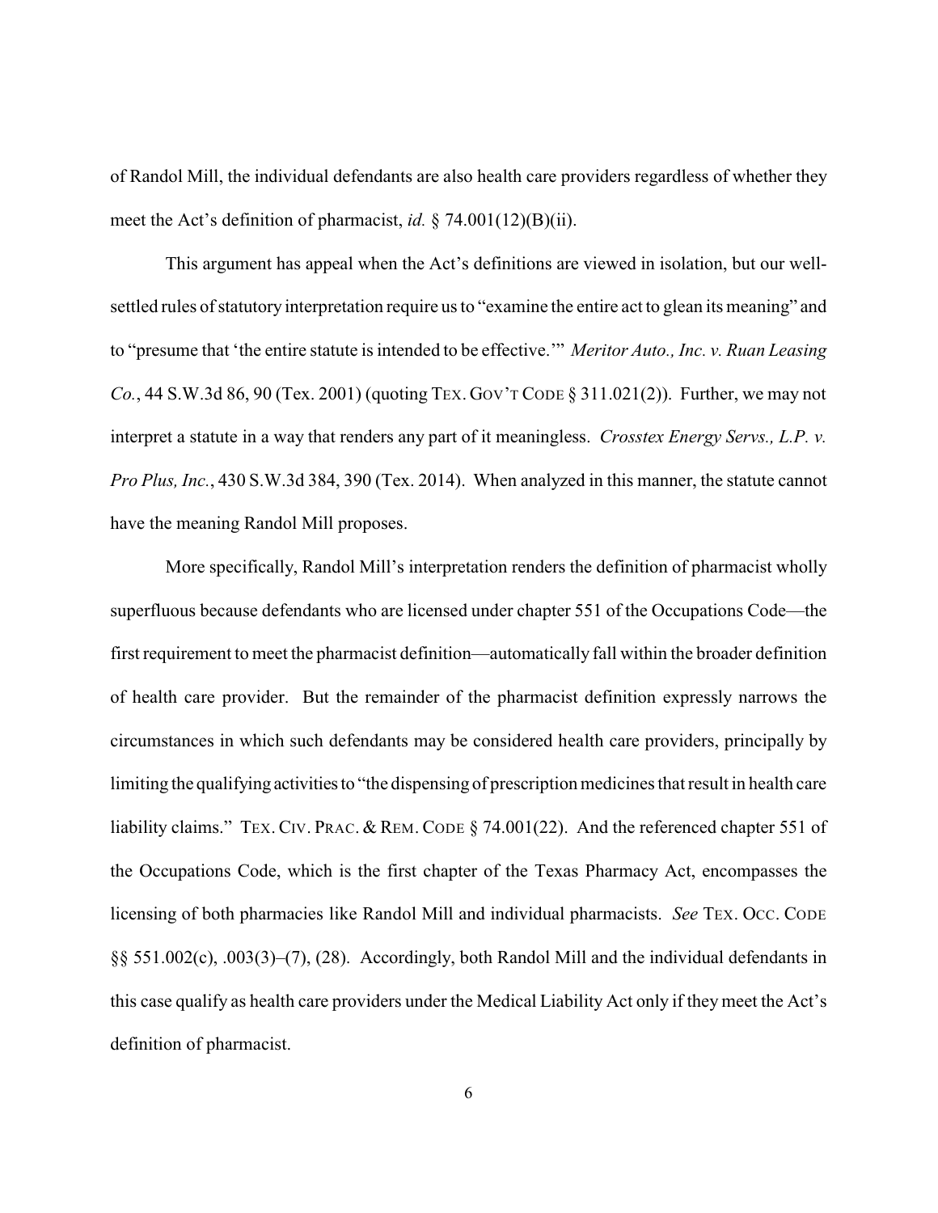of Randol Mill, the individual defendants are also health care providers regardless of whether they meet the Act's definition of pharmacist, *id.* § 74.001(12)(B)(ii).

This argument has appeal when the Act's definitions are viewed in isolation, but our well-settled rules of statutory interpretation require us to "examine the entire act to glean its meaning" and to "presume that 'the entire statute is intended to be effective.'" *Meritor Auto., Inc. v. Ruan Leasing Co.*, 44 S.W.3d 86, 90 (Tex. 2001) (quoting TEX. GOV'T CODE § 311.021(2)). Further, we may not interpret a statute in a way that renders any part of it meaningless. *Crosstex Energy Servs., L.P. v. Pro Plus, Inc.*, 430 S.W.3d 384, 390 (Tex. 2014). When analyzed in this manner, the statute cannot have the meaning Randol Mill proposes.

More specifically, Randol Mill's interpretation renders the definition of pharmacist wholly superfluous because defendants who are licensed under chapter 551 of the Occupations Code—the first requirement to meet the pharmacist definition—automatically fall within the broader definition of health care provider. But the remainder of the pharmacist definition expressly narrows the circumstances in which such defendants may be considered health care providers, principally by limiting the qualifying activities to "the dispensing of prescription medicines that result in health care liability claims." TEX. CIV. PRAC. & REM. CODE § 74.001(22). And the referenced chapter 551 of the Occupations Code, which is the first chapter of the Texas Pharmacy Act, encompasses the licensing of both pharmacies like Randol Mill and individual pharmacists. *See* TEX. OCC. CODE §§ 551.002(c), .003(3)–(7), (28). Accordingly, both Randol Mill and the individual defendants in this case qualify as health care providers under the Medical Liability Act only if they meet the Act's definition of pharmacist.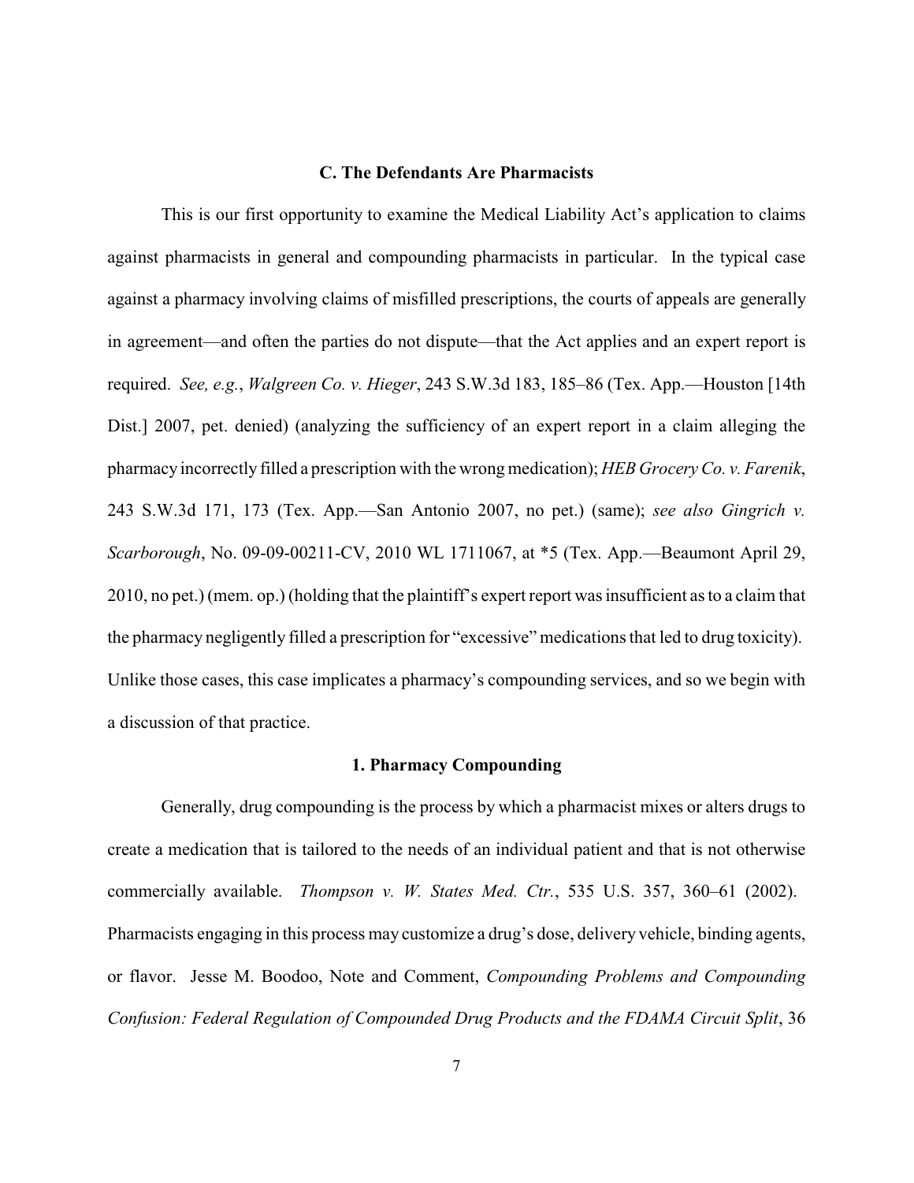### C. The Defendants Are Pharmacists

This is our first opportunity to examine the Medical Liability Act's application to claims against pharmacists in general and compounding pharmacists in particular. In the typical case against a pharmacy involving claims of misfilled prescriptions, the courts of appeals are generally in agreement—and often the parties do not dispute—that the Act applies and an expert report is required. *See, e.g.*, *Walgreen Co. v. Hieger*, 243 S.W.3d 183, 185–86 (Tex. App.—Houston [14th Dist.] 2007, pet. denied) (analyzing the sufficiency of an expert report in a claim alleging the pharmacy incorrectly filled a prescription with the wrong medication); *HEB Grocery Co. v. Farenik*, 243 S.W.3d 171, 173 (Tex. App.—San Antonio 2007, no pet.) (same); *see also Gingrich v. Scarborough*, No. 09-09-00211-CV, 2010 WL 1711067, at *5 (Tex. App.—Beaumont April 29, 2010, no pet.) (mem. op.) (holding that the plaintiff's expert report was insufficient as to a claim that the pharmacy negligently filled a prescription for "excessive" medications that led to drug toxicity). Unlike those cases, this case implicates a pharmacy's compounding services, and so we begin with a discussion of that practice.

#### 1. Pharmacy Compounding

Generally, drug compounding is the process by which a pharmacist mixes or alters drugs to create a medication that is tailored to the needs of an individual patient and that is not otherwise commercially available. *Thompson v. W. States Med. Ctr.*, 535 U.S. 357, 360–61 (2002). Pharmacists engaging in this process may customize a drug's dose, delivery vehicle, binding agents, or flavor. Jesse M. Boodoo, Note and Comment, *Compounding Problems and Compounding Confusion: Federal Regulation of Compounded Drug Products and the FDAMA Circuit Split*, 36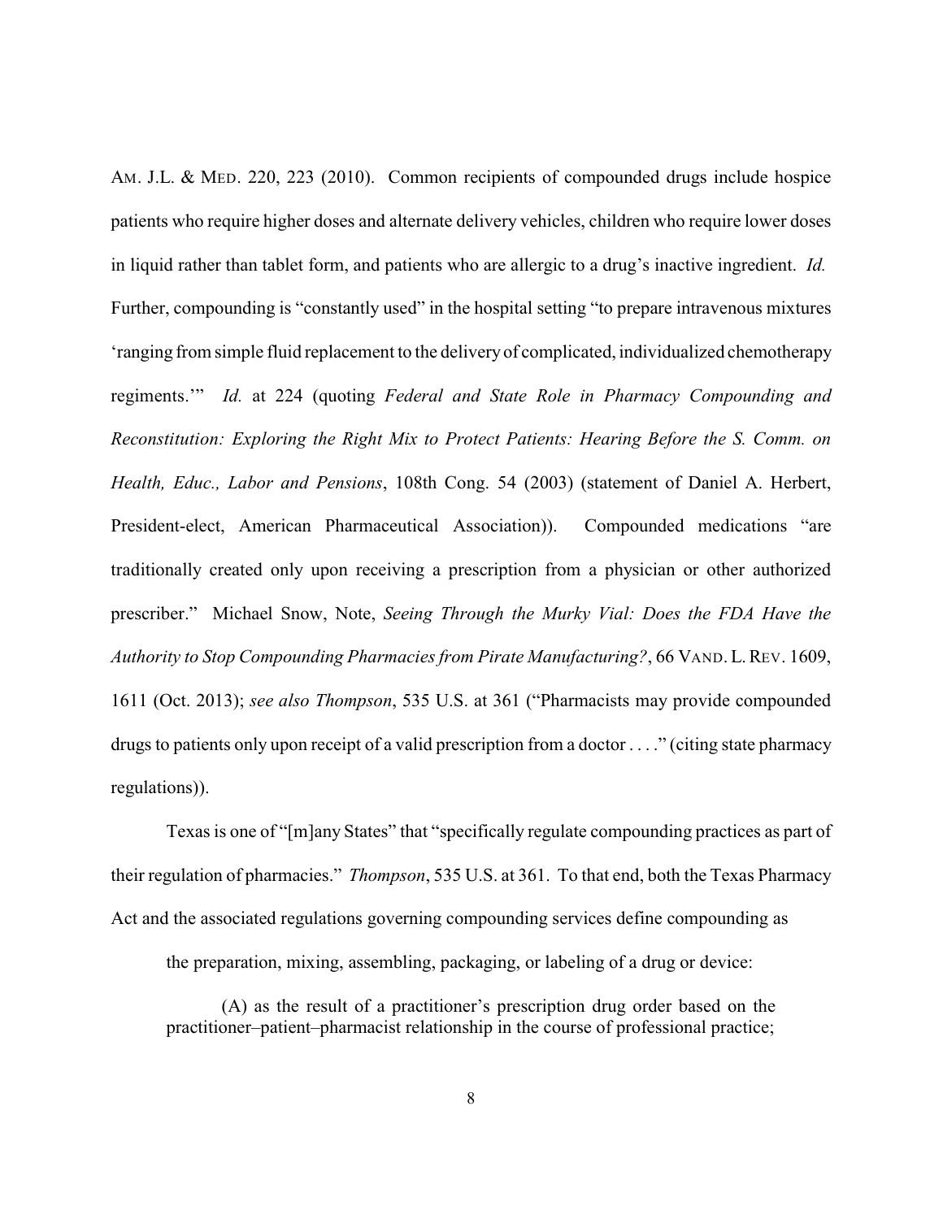AM. J.L. & MED. 220, 223 (2010). Common recipients of compounded drugs include hospice patients who require higher doses and alternate delivery vehicles, children who require lower doses in liquid rather than tablet form, and patients who are allergic to a drug's inactive ingredient. *Id.* Further, compounding is "constantly used" in the hospital setting "to prepare intravenous mixtures 'ranging from simple fluid replacement to the delivery of complicated, individualized chemotherapy regiments.'" *Id.* at 224 (quoting *Federal and State Role in Pharmacy Compounding and Reconstitution: Exploring the Right Mix to Protect Patients: Hearing Before the S. Comm. on Health, Educ., Labor and Pensions*, 108th Cong. 54 (2003) (statement of Daniel A. Herbert, President-elect, American Pharmaceutical Association)). Compounded medications "are traditionally created only upon receiving a prescription from a physician or other authorized prescriber." Michael Snow, Note, *Seeing Through the Murky Vial: Does the FDA Have the Authority to Stop Compounding Pharmacies from Pirate Manufacturing?*, 66 VAND. L. REV. 1609, 1611 (Oct. 2013); *see also Thompson*, 535 U.S. at 361 ("Pharmacists may provide compounded drugs to patients only upon receipt of a valid prescription from a doctor . . . ." (citing state pharmacy regulations)).

Texas is one of "[m]any States" that "specifically regulate compounding practices as part of their regulation of pharmacies." *Thompson*, 535 U.S. at 361. To that end, both the Texas Pharmacy Act and the associated regulations governing compounding services define compounding as

> the preparation, mixing, assembling, packaging, or labeling of a drug or device:
>
> (A) as the result of a practitioner's prescription drug order based on the practitioner–patient–pharmacist relationship in the course of professional practice;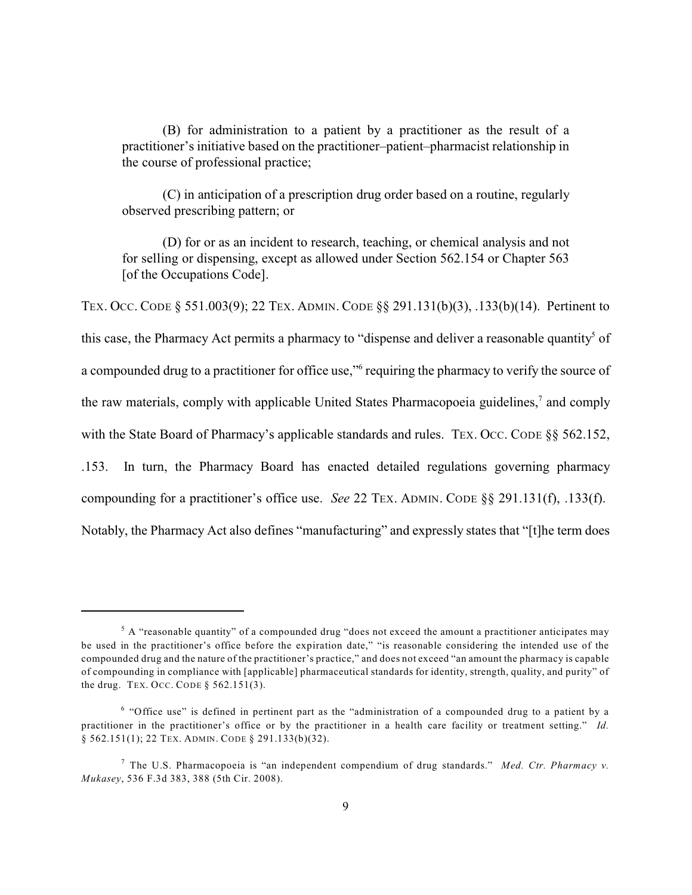(B) for administration to a patient by a practitioner as the result of a practitioner's initiative based on the practitioner–patient–pharmacist relationship in the course of professional practice;

(C) in anticipation of a prescription drug order based on a routine, regularly observed prescribing pattern; or

(D) for or as an incident to research, teaching, or chemical analysis and not for selling or dispensing, except as allowed under Section 562.154 or Chapter 563 [of the Occupations Code].

TEX. OCC. CODE § 551.003(9); 22 TEX. ADMIN. CODE §§ 291.131(b)(3), .133(b)(14). Pertinent to this case, the Pharmacy Act permits a pharmacy to "dispense and deliver a reasonable quantity[5] of a compounded drug to a practitioner for office use,"[6] requiring the pharmacy to verify the source of the raw materials, comply with applicable United States Pharmacopoeia guidelines,[7] and comply with the State Board of Pharmacy's applicable standards and rules. TEX. OCC. CODE §§ 562.152, .153. In turn, the Pharmacy Board has enacted detailed regulations governing pharmacy compounding for a practitioner's office use. *See* 22 TEX. ADMIN. CODE §§ 291.131(f), .133(f). Notably, the Pharmacy Act also defines "manufacturing" and expressly states that "[t]he term does

---

[5] A "reasonable quantity" of a compounded drug "does not exceed the amount a practitioner anticipates may be used in the practitioner's office before the expiration date," "is reasonable considering the intended use of the compounded drug and the nature of the practitioner's practice," and does not exceed "an amount the pharmacy is capable of compounding in compliance with [applicable] pharmaceutical standards for identity, strength, quality, and purity" of the drug. TEX. OCC. CODE § 562.151(3).

[6] "Office use" is defined in pertinent part as the "administration of a compounded drug to a patient by a practitioner in the practitioner's office or by the practitioner in a health care facility or treatment setting." *Id.* § 562.151(1); 22 TEX. ADMIN. CODE § 291.133(b)(32).

[7] The U.S. Pharmacopoeia is "an independent compendium of drug standards." *Med. Ctr. Pharmacy v. Mukasey*, 536 F.3d 383, 388 (5th Cir. 2008).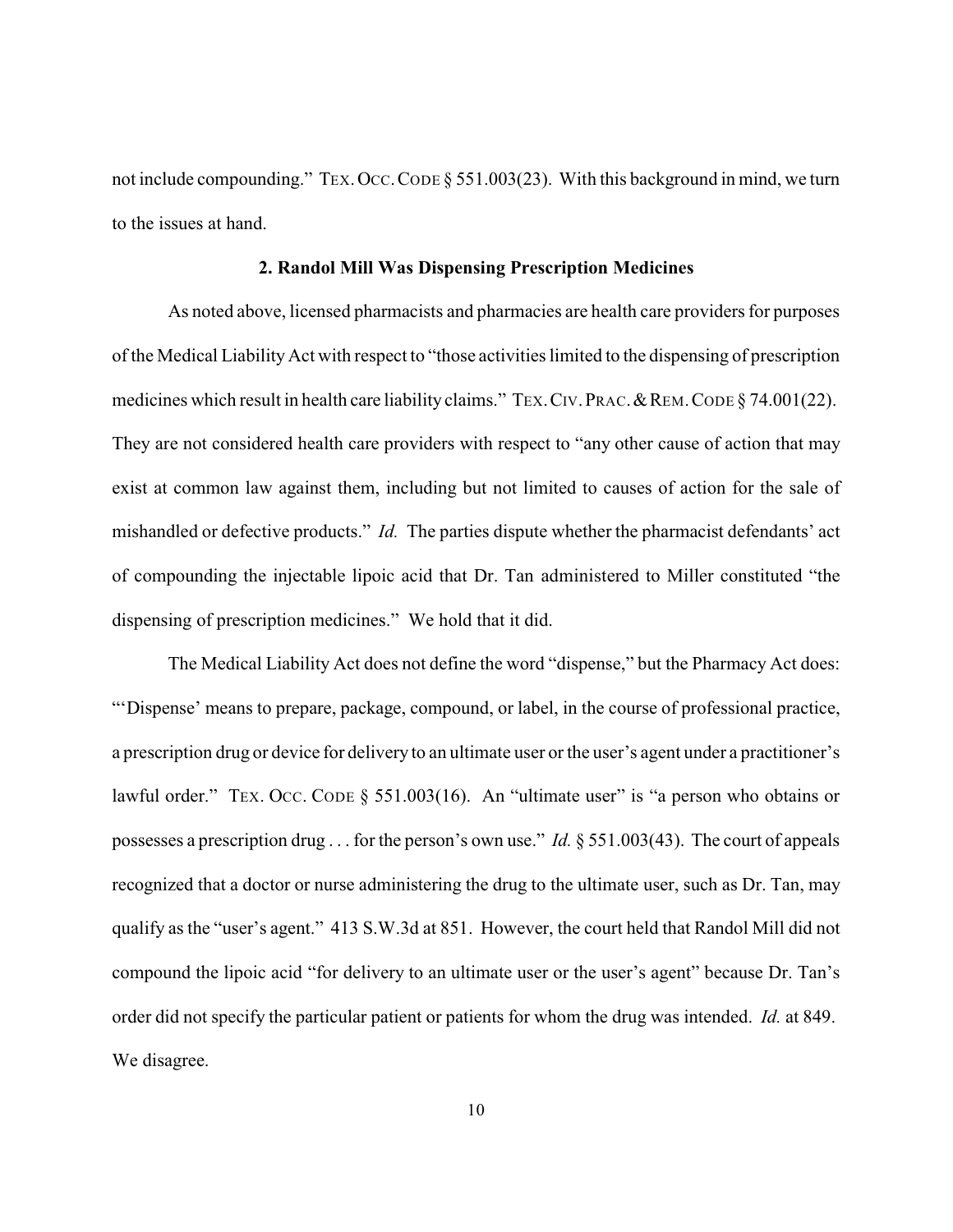not include compounding." TEX. OCC. CODE § 551.003(23). With this background in mind, we turn to the issues at hand.

### 2. Randol Mill Was Dispensing Prescription Medicines

As noted above, licensed pharmacists and pharmacies are health care providers for purposes of the Medical Liability Act with respect to "those activities limited to the dispensing of prescription medicines which result in health care liability claims." TEX. CIV. PRAC. & REM. CODE § 74.001(22). They are not considered health care providers with respect to "any other cause of action that may exist at common law against them, including but not limited to causes of action for the sale of mishandled or defective products." *Id.* The parties dispute whether the pharmacist defendants' act of compounding the injectable lipoic acid that Dr. Tan administered to Miller constituted "the dispensing of prescription medicines." We hold that it did.

The Medical Liability Act does not define the word "dispense," but the Pharmacy Act does: "'Dispense' means to prepare, package, compound, or label, in the course of professional practice, a prescription drug or device for delivery to an ultimate user or the user's agent under a practitioner's lawful order." TEX. OCC. CODE § 551.003(16). An "ultimate user" is "a person who obtains or possesses a prescription drug . . . for the person's own use." *Id.* § 551.003(43). The court of appeals recognized that a doctor or nurse administering the drug to the ultimate user, such as Dr. Tan, may qualify as the "user's agent." 413 S.W.3d at 851. However, the court held that Randol Mill did not compound the lipoic acid "for delivery to an ultimate user or the user's agent" because Dr. Tan's order did not specify the particular patient or patients for whom the drug was intended. *Id.* at 849. We disagree.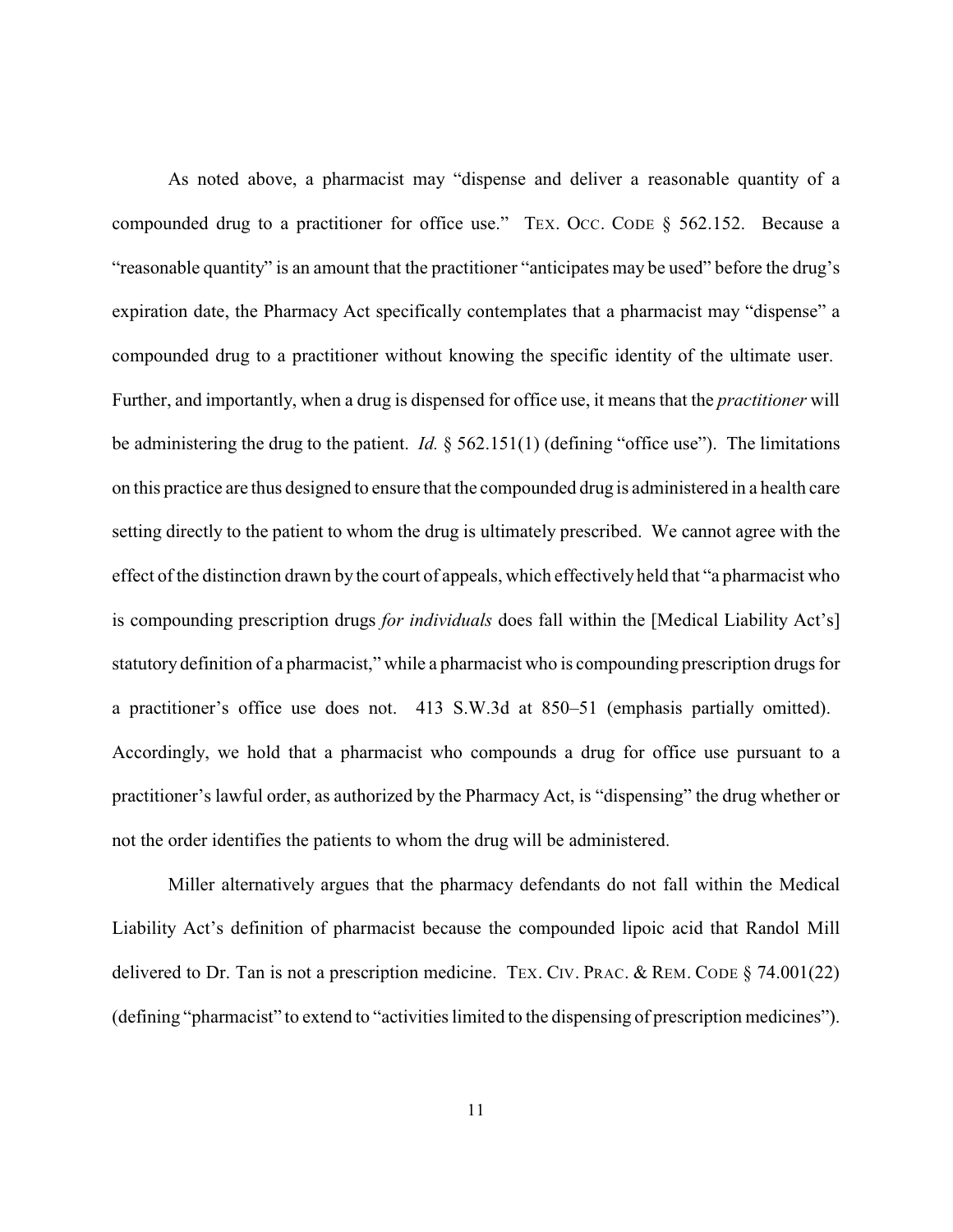As noted above, a pharmacist may "dispense and deliver a reasonable quantity of a compounded drug to a practitioner for office use." TEX. OCC. CODE § 562.152. Because a "reasonable quantity" is an amount that the practitioner "anticipates may be used" before the drug's expiration date, the Pharmacy Act specifically contemplates that a pharmacist may "dispense" a compounded drug to a practitioner without knowing the specific identity of the ultimate user. Further, and importantly, when a drug is dispensed for office use, it means that the *practitioner* will be administering the drug to the patient. *Id.* § 562.151(1) (defining "office use"). The limitations on this practice are thus designed to ensure that the compounded drug is administered in a health care setting directly to the patient to whom the drug is ultimately prescribed. We cannot agree with the effect of the distinction drawn by the court of appeals, which effectively held that "a pharmacist who is compounding prescription drugs *for individuals* does fall within the [Medical Liability Act's] statutory definition of a pharmacist," while a pharmacist who is compounding prescription drugs for a practitioner's office use does not. 413 S.W.3d at 850–51 (emphasis partially omitted). Accordingly, we hold that a pharmacist who compounds a drug for office use pursuant to a practitioner's lawful order, as authorized by the Pharmacy Act, is "dispensing" the drug whether or not the order identifies the patients to whom the drug will be administered.

Miller alternatively argues that the pharmacy defendants do not fall within the Medical Liability Act's definition of pharmacist because the compounded lipoic acid that Randol Mill delivered to Dr. Tan is not a prescription medicine. TEX. CIV. PRAC. & REM. CODE § 74.001(22) (defining "pharmacist" to extend to "activities limited to the dispensing of prescription medicines").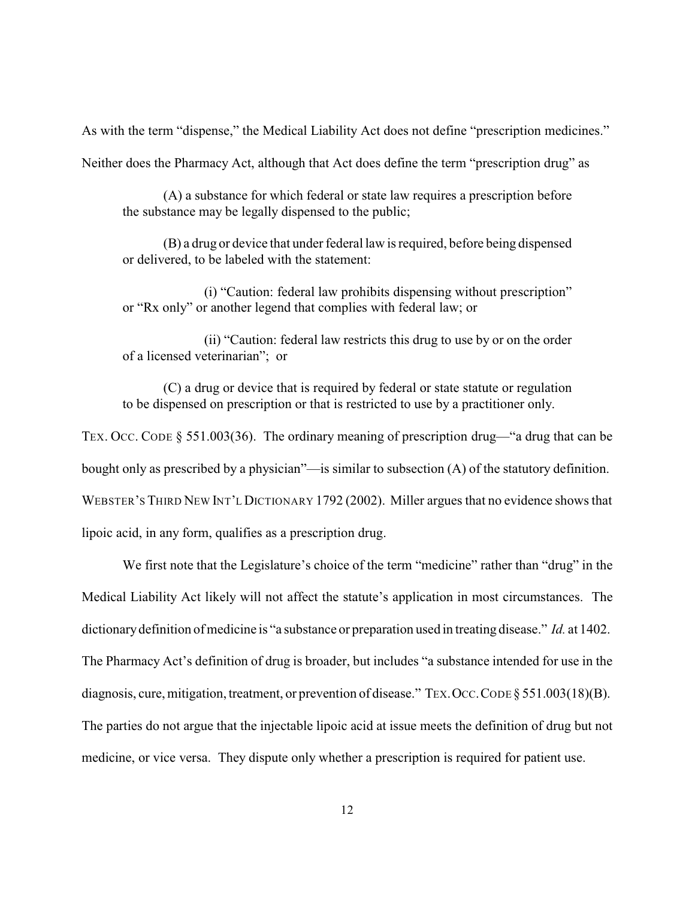As with the term "dispense," the Medical Liability Act does not define "prescription medicines." Neither does the Pharmacy Act, although that Act does define the term "prescription drug" as

> (A) a substance for which federal or state law requires a prescription before the substance may be legally dispensed to the public;
>
> (B) a drug or device that under federal law is required, before being dispensed or delivered, to be labeled with the statement:
>
> > (i) "Caution: federal law prohibits dispensing without prescription" or "Rx only" or another legend that complies with federal law; or
> >
> > (ii) "Caution: federal law restricts this drug to use by or on the order of a licensed veterinarian"; or
>
> (C) a drug or device that is required by federal or state statute or regulation to be dispensed on prescription or that is restricted to use by a practitioner only.

TEX. OCC. CODE § 551.003(36). The ordinary meaning of prescription drug—"a drug that can be bought only as prescribed by a physician"—is similar to subsection (A) of the statutory definition. WEBSTER'S THIRD NEW INT'L DICTIONARY 1792 (2002). Miller argues that no evidence shows that lipoic acid, in any form, qualifies as a prescription drug.

We first note that the Legislature's choice of the term "medicine" rather than "drug" in the Medical Liability Act likely will not affect the statute's application in most circumstances. The dictionary definition of medicine is "a substance or preparation used in treating disease." *Id.* at 1402. The Pharmacy Act's definition of drug is broader, but includes "a substance intended for use in the diagnosis, cure, mitigation, treatment, or prevention of disease." TEX. OCC. CODE § 551.003(18)(B). The parties do not argue that the injectable lipoic acid at issue meets the definition of drug but not medicine, or vice versa. They dispute only whether a prescription is required for patient use.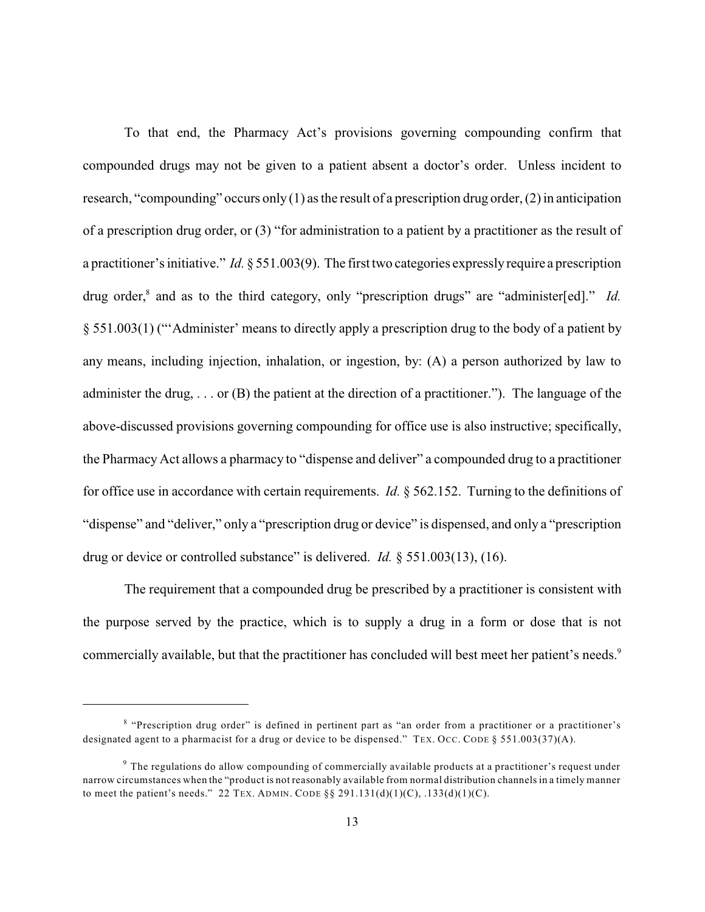To that end, the Pharmacy Act's provisions governing compounding confirm that compounded drugs may not be given to a patient absent a doctor's order. Unless incident to research, "compounding" occurs only (1) as the result of a prescription drug order, (2) in anticipation of a prescription drug order, or (3) "for administration to a patient by a practitioner as the result of a practitioner's initiative." *Id.* § 551.003(9). The first two categories expressly require a prescription drug order,[8] and as to the third category, only "prescription drugs" are "administer[ed]." *Id.* § 551.003(1) ("'Administer' means to directly apply a prescription drug to the body of a patient by any means, including injection, inhalation, or ingestion, by: (A) a person authorized by law to administer the drug, . . . or (B) the patient at the direction of a practitioner."). The language of the above-discussed provisions governing compounding for office use is also instructive; specifically, the Pharmacy Act allows a pharmacy to "dispense and deliver" a compounded drug to a practitioner for office use in accordance with certain requirements. *Id.* § 562.152. Turning to the definitions of "dispense" and "deliver," only a "prescription drug or device" is dispensed, and only a "prescription drug or device or controlled substance" is delivered. *Id.* § 551.003(13), (16).

The requirement that a compounded drug be prescribed by a practitioner is consistent with the purpose served by the practice, which is to supply a drug in a form or dose that is not commercially available, but that the practitioner has concluded will best meet her patient's needs.[9]

---

[8] "Prescription drug order" is defined in pertinent part as "an order from a practitioner or a practitioner's designated agent to a pharmacist for a drug or device to be dispensed." TEX. OCC. CODE § 551.003(37)(A).

[9] The regulations do allow compounding of commercially available products at a practitioner's request under narrow circumstances when the "product is not reasonably available from normal distribution channels in a timely manner to meet the patient's needs." 22 TEX. ADMIN. CODE §§ 291.131(d)(1)(C), .133(d)(1)(C).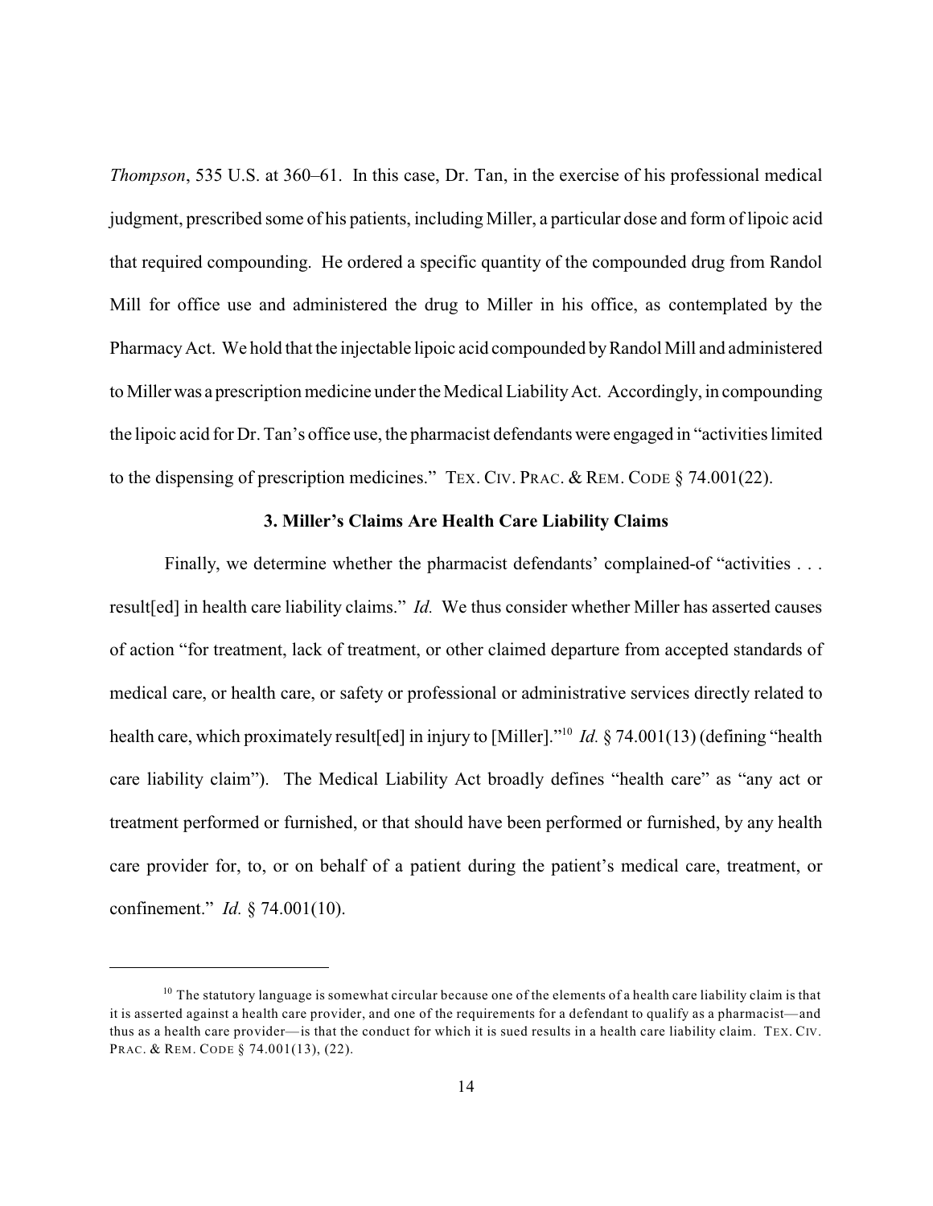*Thompson*, 535 U.S. at 360–61. In this case, Dr. Tan, in the exercise of his professional medical judgment, prescribed some of his patients, including Miller, a particular dose and form of lipoic acid that required compounding. He ordered a specific quantity of the compounded drug from Randol Mill for office use and administered the drug to Miller in his office, as contemplated by the Pharmacy Act. We hold that the injectable lipoic acid compounded by Randol Mill and administered to Miller was a prescription medicine under the Medical Liability Act. Accordingly, in compounding the lipoic acid for Dr. Tan's office use, the pharmacist defendants were engaged in "activities limited to the dispensing of prescription medicines." TEX. CIV. PRAC. & REM. CODE § 74.001(22).

### 3. Miller's Claims Are Health Care Liability Claims

Finally, we determine whether the pharmacist defendants' complained-of "activities . . . result[ed] in health care liability claims." *Id.* We thus consider whether Miller has asserted causes of action "for treatment, lack of treatment, or other claimed departure from accepted standards of medical care, or health care, or safety or professional or administrative services directly related to health care, which proximately result[ed] in injury to [Miller]."[10] *Id.* § 74.001(13) (defining "health care liability claim"). The Medical Liability Act broadly defines "health care" as "any act or treatment performed or furnished, or that should have been performed or furnished, by any health care provider for, to, or on behalf of a patient during the patient's medical care, treatment, or confinement." *Id.* § 74.001(10).

---

[10] The statutory language is somewhat circular because one of the elements of a health care liability claim is that it is asserted against a health care provider, and one of the requirements for a defendant to qualify as a pharmacist—and thus as a health care provider—is that the conduct for which it is sued results in a health care liability claim. TEX. CIV. PRAC. & REM. CODE § 74.001(13), (22).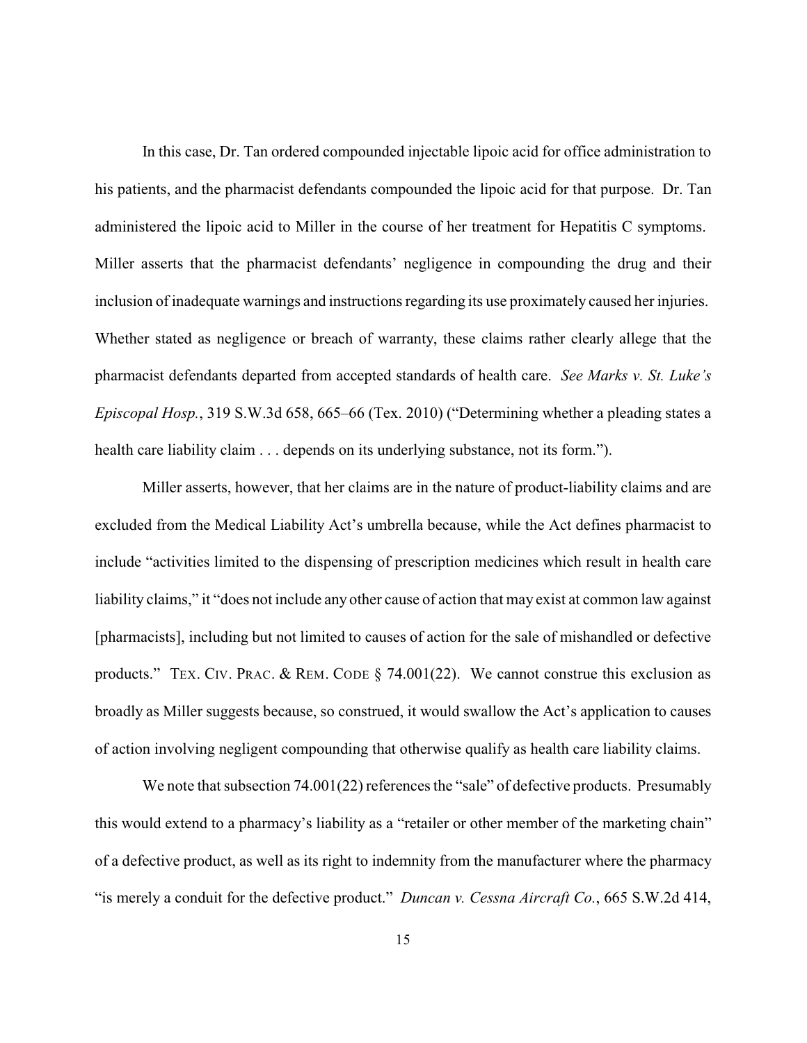In this case, Dr. Tan ordered compounded injectable lipoic acid for office administration to his patients, and the pharmacist defendants compounded the lipoic acid for that purpose. Dr. Tan administered the lipoic acid to Miller in the course of her treatment for Hepatitis C symptoms. Miller asserts that the pharmacist defendants' negligence in compounding the drug and their inclusion of inadequate warnings and instructions regarding its use proximately caused her injuries. Whether stated as negligence or breach of warranty, these claims rather clearly allege that the pharmacist defendants departed from accepted standards of health care. *See Marks v. St. Luke's Episcopal Hosp.*, 319 S.W.3d 658, 665–66 (Tex. 2010) ("Determining whether a pleading states a health care liability claim . . . depends on its underlying substance, not its form.").

Miller asserts, however, that her claims are in the nature of product-liability claims and are excluded from the Medical Liability Act's umbrella because, while the Act defines pharmacist to include "activities limited to the dispensing of prescription medicines which result in health care liability claims," it "does not include any other cause of action that may exist at common law against [pharmacists], including but not limited to causes of action for the sale of mishandled or defective products." TEX. CIV. PRAC. & REM. CODE § 74.001(22). We cannot construe this exclusion as broadly as Miller suggests because, so construed, it would swallow the Act's application to causes of action involving negligent compounding that otherwise qualify as health care liability claims.

We note that subsection 74.001(22) references the "sale" of defective products. Presumably this would extend to a pharmacy's liability as a "retailer or other member of the marketing chain" of a defective product, as well as its right to indemnity from the manufacturer where the pharmacy "is merely a conduit for the defective product." *Duncan v. Cessna Aircraft Co.*, 665 S.W.2d 414,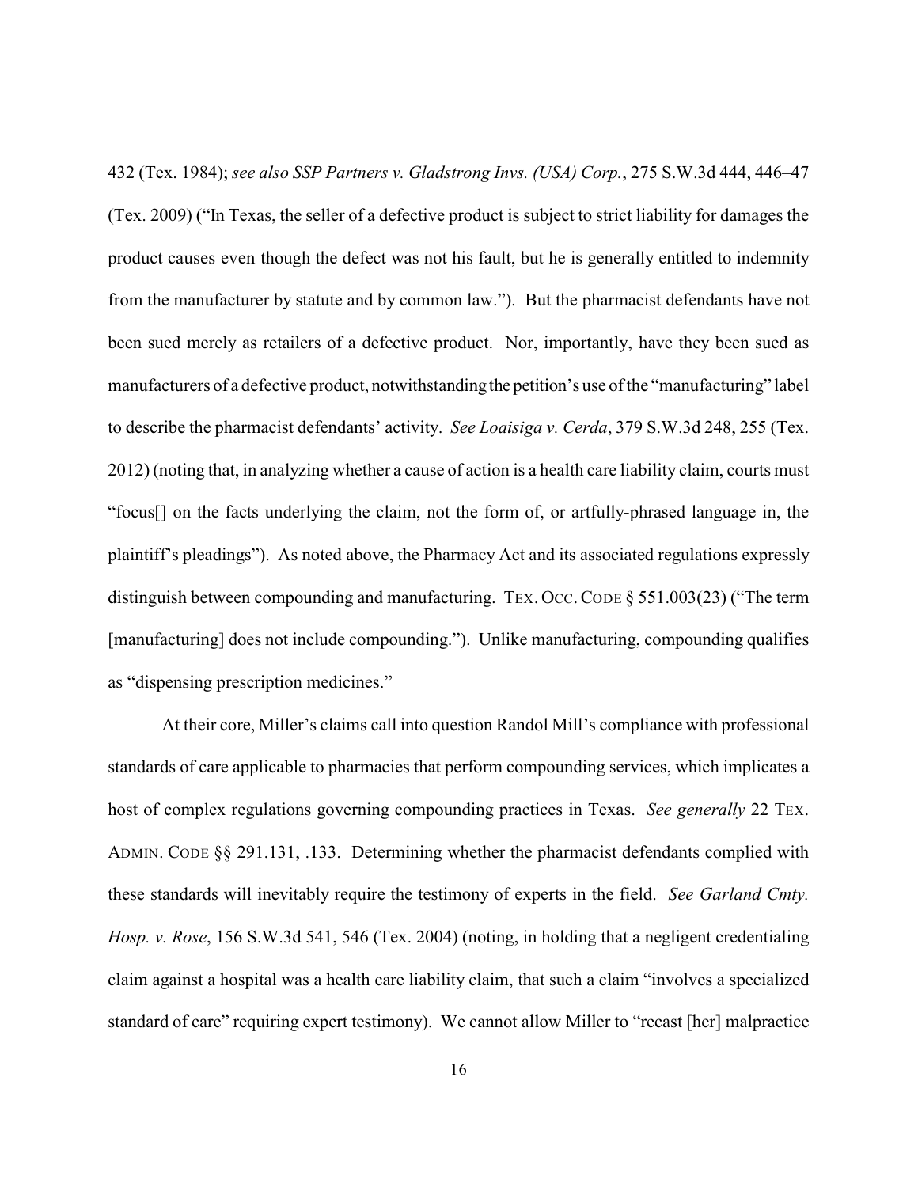432 (Tex. 1984); *see also SSP Partners v. Gladstrong Invs. (USA) Corp.*, 275 S.W.3d 444, 446–47 (Tex. 2009) ("In Texas, the seller of a defective product is subject to strict liability for damages the product causes even though the defect was not his fault, but he is generally entitled to indemnity from the manufacturer by statute and by common law."). But the pharmacist defendants have not been sued merely as retailers of a defective product. Nor, importantly, have they been sued as manufacturers of a defective product, notwithstanding the petition's use of the "manufacturing" label to describe the pharmacist defendants' activity. *See Loaisiga v. Cerda*, 379 S.W.3d 248, 255 (Tex. 2012) (noting that, in analyzing whether a cause of action is a health care liability claim, courts must "focus[] on the facts underlying the claim, not the form of, or artfully-phrased language in, the plaintiff's pleadings"). As noted above, the Pharmacy Act and its associated regulations expressly distinguish between compounding and manufacturing. TEX. OCC. CODE § 551.003(23) ("The term [manufacturing] does not include compounding."). Unlike manufacturing, compounding qualifies as "dispensing prescription medicines."

At their core, Miller's claims call into question Randol Mill's compliance with professional standards of care applicable to pharmacies that perform compounding services, which implicates a host of complex regulations governing compounding practices in Texas. *See generally* 22 TEX. ADMIN. CODE §§ 291.131, .133. Determining whether the pharmacist defendants complied with these standards will inevitably require the testimony of experts in the field. *See Garland Cmty. Hosp. v. Rose*, 156 S.W.3d 541, 546 (Tex. 2004) (noting, in holding that a negligent credentialing claim against a hospital was a health care liability claim, that such a claim "involves a specialized standard of care" requiring expert testimony). We cannot allow Miller to "recast [her] malpractice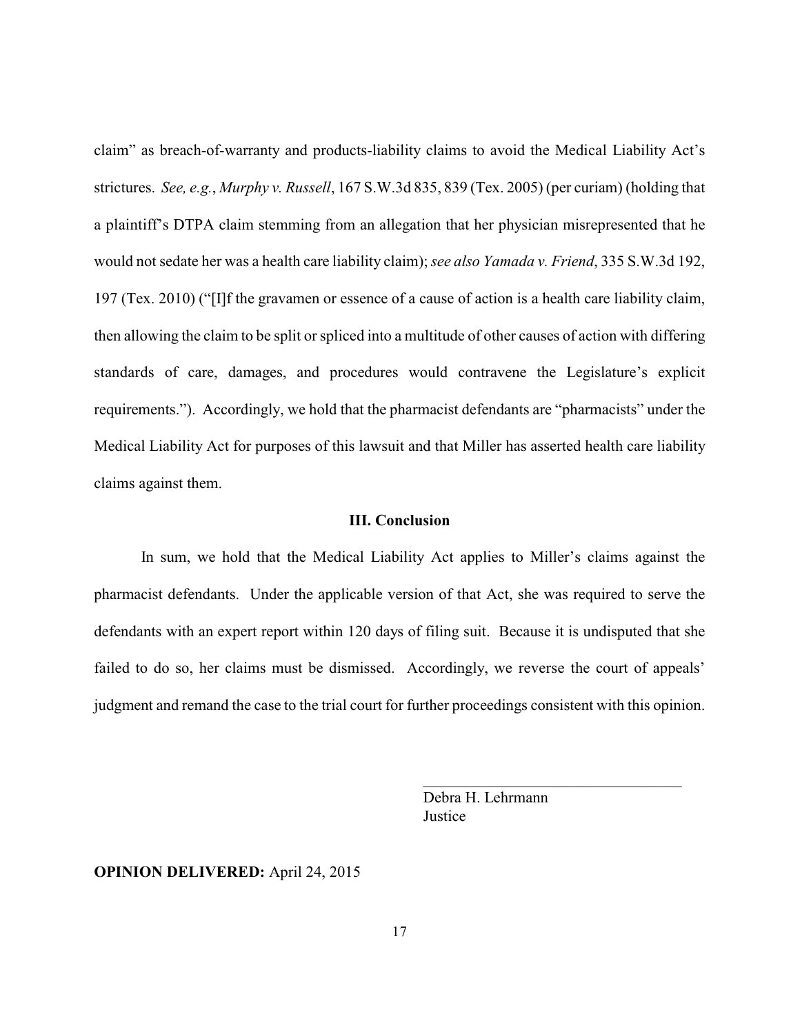claim" as breach-of-warranty and products-liability claims to avoid the Medical Liability Act's strictures. *See, e.g.*, *Murphy v. Russell*, 167 S.W.3d 835, 839 (Tex. 2005) (per curiam) (holding that a plaintiff's DTPA claim stemming from an allegation that her physician misrepresented that he would not sedate her was a health care liability claim); *see also Yamada v. Friend*, 335 S.W.3d 192, 197 (Tex. 2010) ("[I]f the gravamen or essence of a cause of action is a health care liability claim, then allowing the claim to be split or spliced into a multitude of other causes of action with differing standards of care, damages, and procedures would contravene the Legislature's explicit requirements."). Accordingly, we hold that the pharmacist defendants are "pharmacists" under the Medical Liability Act for purposes of this lawsuit and that Miller has asserted health care liability claims against them.

## III. Conclusion

In sum, we hold that the Medical Liability Act applies to Miller's claims against the pharmacist defendants. Under the applicable version of that Act, she was required to serve the defendants with an expert report within 120 days of filing suit. Because it is undisputed that she failed to do so, her claims must be dismissed. Accordingly, we reverse the court of appeals' judgment and remand the case to the trial court for further proceedings consistent with this opinion.

Debra H. Lehrmann
Justice

**OPINION DELIVERED:** April 24, 2015